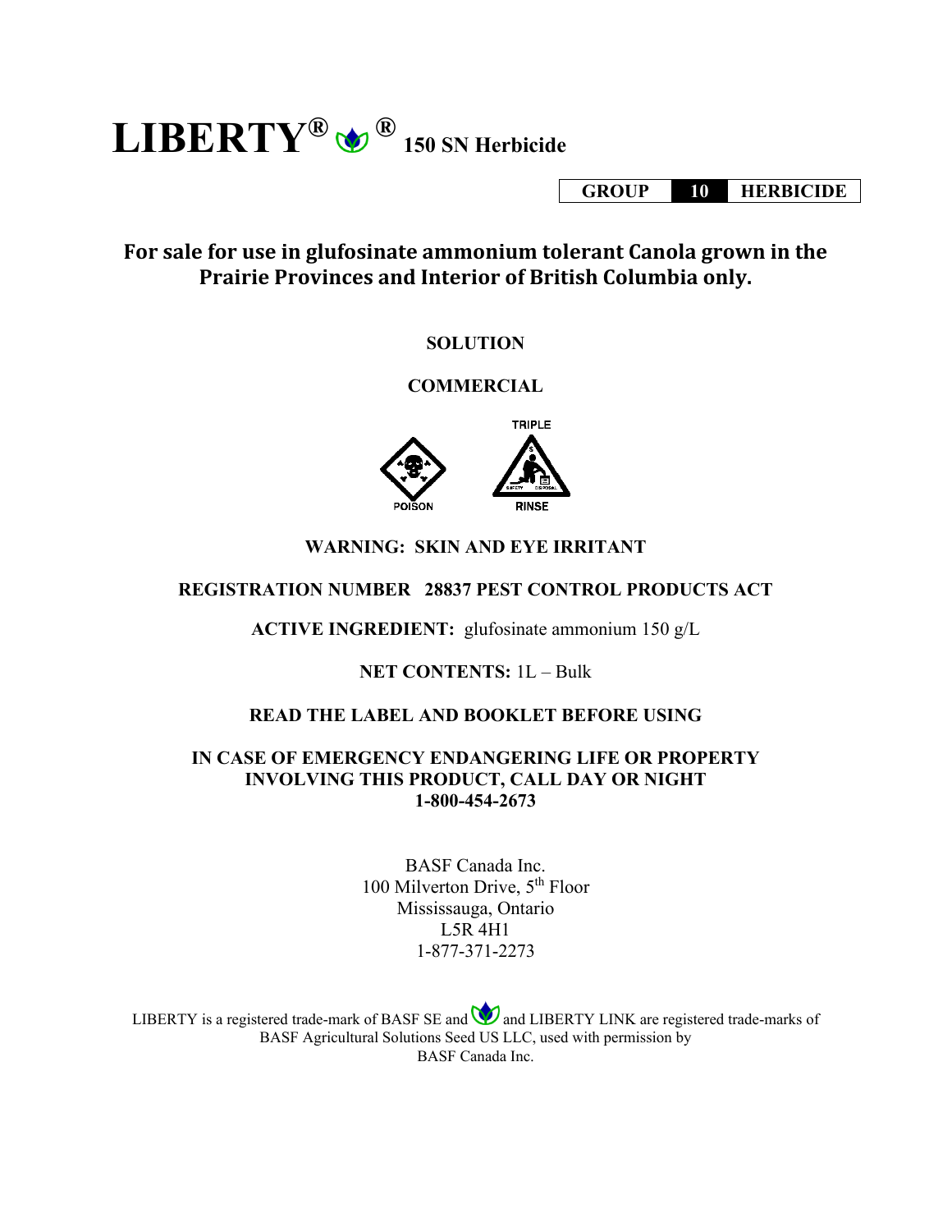# LIBERTY® ® 150 SN Herbicide

| GROUP | 10 | HERBICIDE |
|---|---|---|

## For sale for use in glufosinate ammonium tolerant Canola grown in the Prairie Provinces and Interior of British Columbia only.

**SOLUTION**

**COMMERCIAL**

TRIPLE

POISON RINSE

**WARNING: SKIN AND EYE IRRITANT**

**REGISTRATION NUMBER 28837 PEST CONTROL PRODUCTS ACT**

**ACTIVE INGREDIENT:** glufosinate ammonium 150 g/L

**NET CONTENTS:** 1L – Bulk

**READ THE LABEL AND BOOKLET BEFORE USING**

**IN CASE OF EMERGENCY ENDANGERING LIFE OR PROPERTY INVOLVING THIS PRODUCT, CALL DAY OR NIGHT 1-800-454-2673**

BASF Canada Inc.
100 Milverton Drive, 5th Floor
Mississauga, Ontario
L5R 4H1
1-877-371-2273

LIBERTY is a registered trade-mark of BASF SE and and LIBERTY LINK are registered trade-marks of BASF Agricultural Solutions Seed US LLC, used with permission by BASF Canada Inc.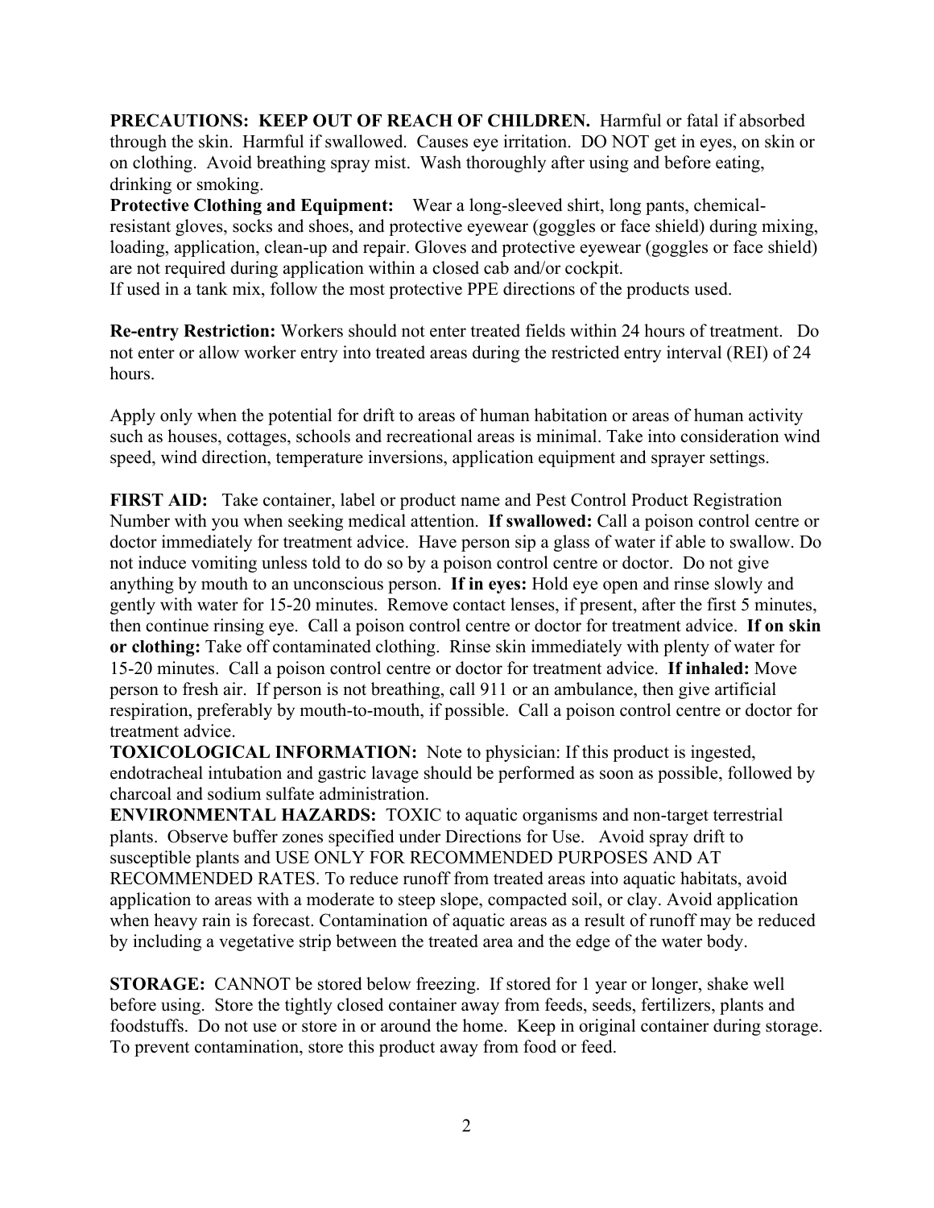**PRECAUTIONS: KEEP OUT OF REACH OF CHILDREN.** Harmful or fatal if absorbed through the skin. Harmful if swallowed. Causes eye irritation. DO NOT get in eyes, on skin or on clothing. Avoid breathing spray mist. Wash thoroughly after using and before eating, drinking or smoking.

**Protective Clothing and Equipment:** Wear a long-sleeved shirt, long pants, chemical-resistant gloves, socks and shoes, and protective eyewear (goggles or face shield) during mixing, loading, application, clean-up and repair. Gloves and protective eyewear (goggles or face shield) are not required during application within a closed cab and/or cockpit.

If used in a tank mix, follow the most protective PPE directions of the products used.

**Re-entry Restriction:** Workers should not enter treated fields within 24 hours of treatment. Do not enter or allow worker entry into treated areas during the restricted entry interval (REI) of 24 hours.

Apply only when the potential for drift to areas of human habitation or areas of human activity such as houses, cottages, schools and recreational areas is minimal. Take into consideration wind speed, wind direction, temperature inversions, application equipment and sprayer settings.

**FIRST AID:** Take container, label or product name and Pest Control Product Registration Number with you when seeking medical attention. **If swallowed:** Call a poison control centre or doctor immediately for treatment advice. Have person sip a glass of water if able to swallow. Do not induce vomiting unless told to do so by a poison control centre or doctor. Do not give anything by mouth to an unconscious person. **If in eyes:** Hold eye open and rinse slowly and gently with water for 15-20 minutes. Remove contact lenses, if present, after the first 5 minutes, then continue rinsing eye. Call a poison control centre or doctor for treatment advice. **If on skin or clothing:** Take off contaminated clothing. Rinse skin immediately with plenty of water for 15-20 minutes. Call a poison control centre or doctor for treatment advice. **If inhaled:** Move person to fresh air. If person is not breathing, call 911 or an ambulance, then give artificial respiration, preferably by mouth-to-mouth, if possible. Call a poison control centre or doctor for treatment advice.

**TOXICOLOGICAL INFORMATION:** Note to physician: If this product is ingested, endotracheal intubation and gastric lavage should be performed as soon as possible, followed by charcoal and sodium sulfate administration.

**ENVIRONMENTAL HAZARDS:** TOXIC to aquatic organisms and non-target terrestrial plants. Observe buffer zones specified under Directions for Use. Avoid spray drift to susceptible plants and USE ONLY FOR RECOMMENDED PURPOSES AND AT RECOMMENDED RATES. To reduce runoff from treated areas into aquatic habitats, avoid application to areas with a moderate to steep slope, compacted soil, or clay. Avoid application when heavy rain is forecast. Contamination of aquatic areas as a result of runoff may be reduced by including a vegetative strip between the treated area and the edge of the water body.

**STORAGE:** CANNOT be stored below freezing. If stored for 1 year or longer, shake well before using. Store the tightly closed container away from feeds, seeds, fertilizers, plants and foodstuffs. Do not use or store in or around the home. Keep in original container during storage. To prevent contamination, store this product away from food or feed.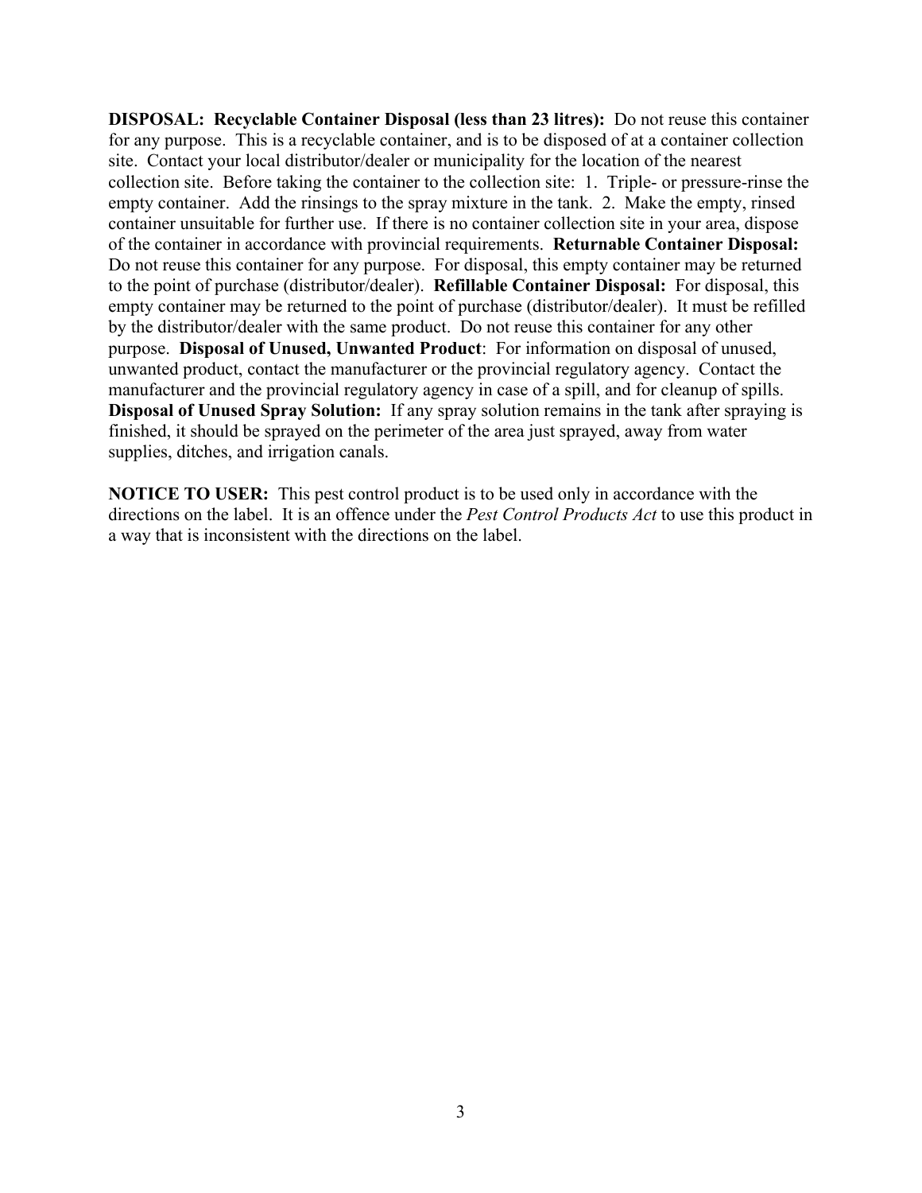**DISPOSAL:** **Recyclable Container Disposal (less than 23 litres):** Do not reuse this container for any purpose. This is a recyclable container, and is to be disposed of at a container collection site. Contact your local distributor/dealer or municipality for the location of the nearest collection site. Before taking the container to the collection site: 1. Triple- or pressure-rinse the empty container. Add the rinsings to the spray mixture in the tank. 2. Make the empty, rinsed container unsuitable for further use. If there is no container collection site in your area, dispose of the container in accordance with provincial requirements. **Returnable Container Disposal:** Do not reuse this container for any purpose. For disposal, this empty container may be returned to the point of purchase (distributor/dealer). **Refillable Container Disposal:** For disposal, this empty container may be returned to the point of purchase (distributor/dealer). It must be refilled by the distributor/dealer with the same product. Do not reuse this container for any other purpose. **Disposal of Unused, Unwanted Product**: For information on disposal of unused, unwanted product, contact the manufacturer or the provincial regulatory agency. Contact the manufacturer and the provincial regulatory agency in case of a spill, and for cleanup of spills. **Disposal of Unused Spray Solution:** If any spray solution remains in the tank after spraying is finished, it should be sprayed on the perimeter of the area just sprayed, away from water supplies, ditches, and irrigation canals.

**NOTICE TO USER:** This pest control product is to be used only in accordance with the directions on the label. It is an offence under the *Pest Control Products Act* to use this product in a way that is inconsistent with the directions on the label.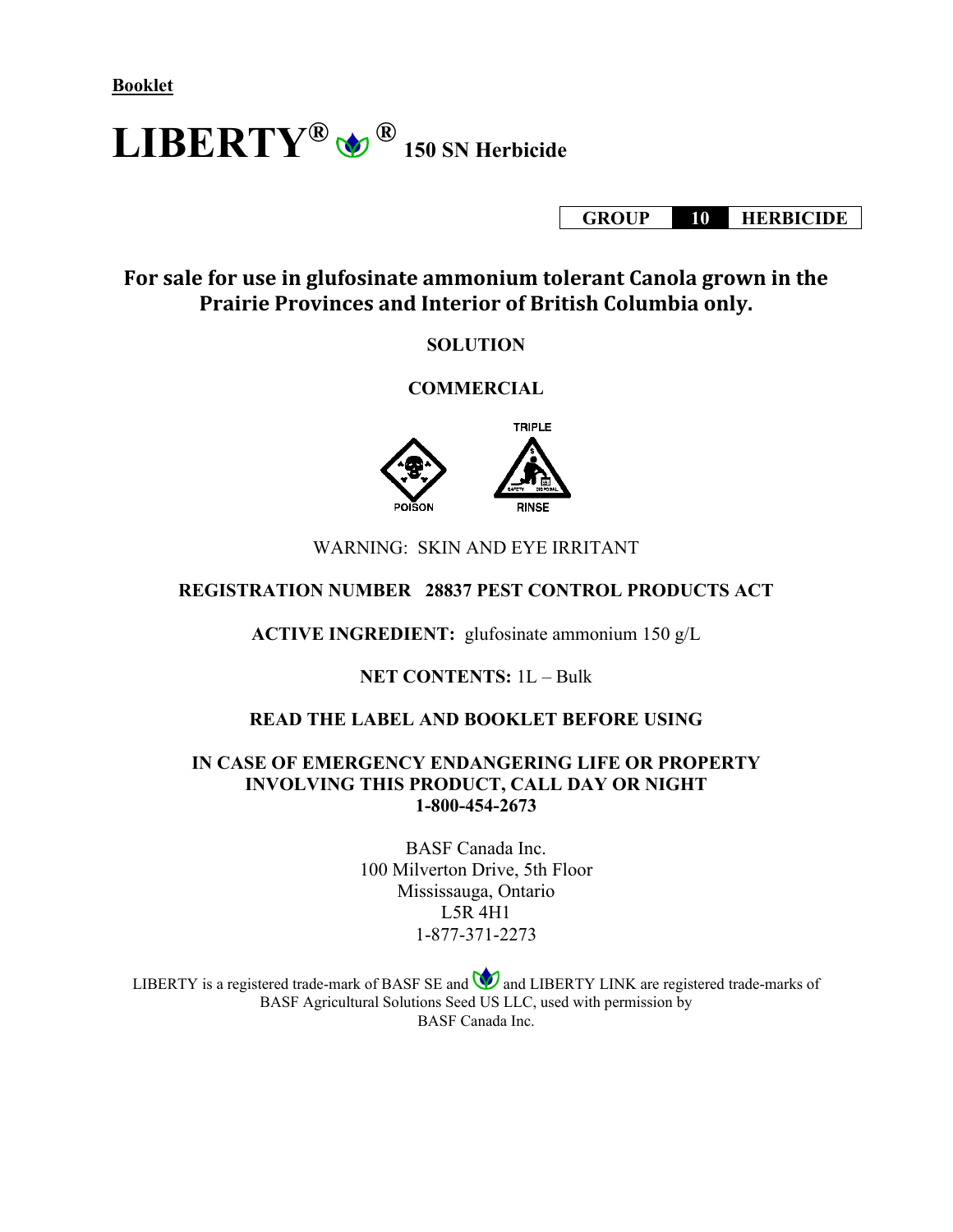**Booklet**

# LIBERTY® ® 150 SN Herbicide

| GROUP | 10 | HERBICIDE |
|---|---|---|

## For sale for use in glufosinate ammonium tolerant Canola grown in the Prairie Provinces and Interior of British Columbia only.

**SOLUTION**

**COMMERCIAL**

POISON

TRIPLE RINSE

WARNING: SKIN AND EYE IRRITANT

**REGISTRATION NUMBER 28837 PEST CONTROL PRODUCTS ACT**

**ACTIVE INGREDIENT:** glufosinate ammonium 150 g/L

**NET CONTENTS:** 1L – Bulk

**READ THE LABEL AND BOOKLET BEFORE USING**

**IN CASE OF EMERGENCY ENDANGERING LIFE OR PROPERTY INVOLVING THIS PRODUCT, CALL DAY OR NIGHT 1-800-454-2673**

BASF Canada Inc.
100 Milverton Drive, 5th Floor
Mississauga, Ontario
L5R 4H1
1-877-371-2273

LIBERTY is a registered trade-mark of BASF SE and and LIBERTY LINK are registered trade-marks of BASF Agricultural Solutions Seed US LLC, used with permission by BASF Canada Inc.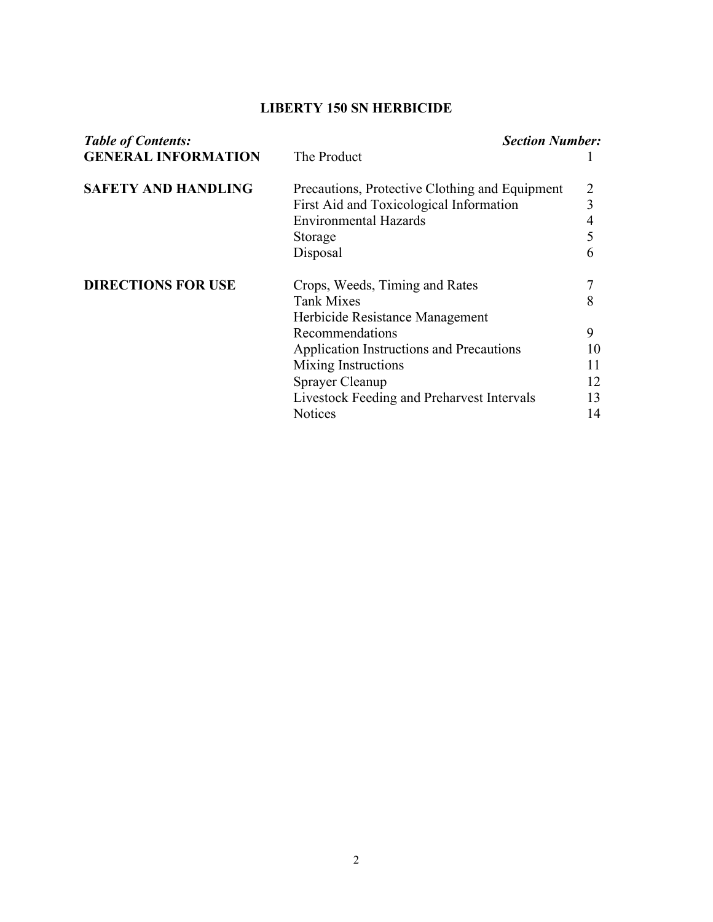# LIBERTY 150 SN HERBICIDE

| *Table of Contents:* | | *Section Number:* |
|---|---|---|
| **GENERAL INFORMATION** | The Product | 1 |
| **SAFETY AND HANDLING** | Precautions, Protective Clothing and Equipment | 2 |
| | First Aid and Toxicological Information | 3 |
| | Environmental Hazards | 4 |
| | Storage | 5 |
| | Disposal | 6 |
| **DIRECTIONS FOR USE** | Crops, Weeds, Timing and Rates | 7 |
| | Tank Mixes | 8 |
| | Herbicide Resistance Management Recommendations | 9 |
| | Application Instructions and Precautions | 10 |
| | Mixing Instructions | 11 |
| | Sprayer Cleanup | 12 |
| | Livestock Feeding and Preharvest Intervals | 13 |
| | Notices | 14 |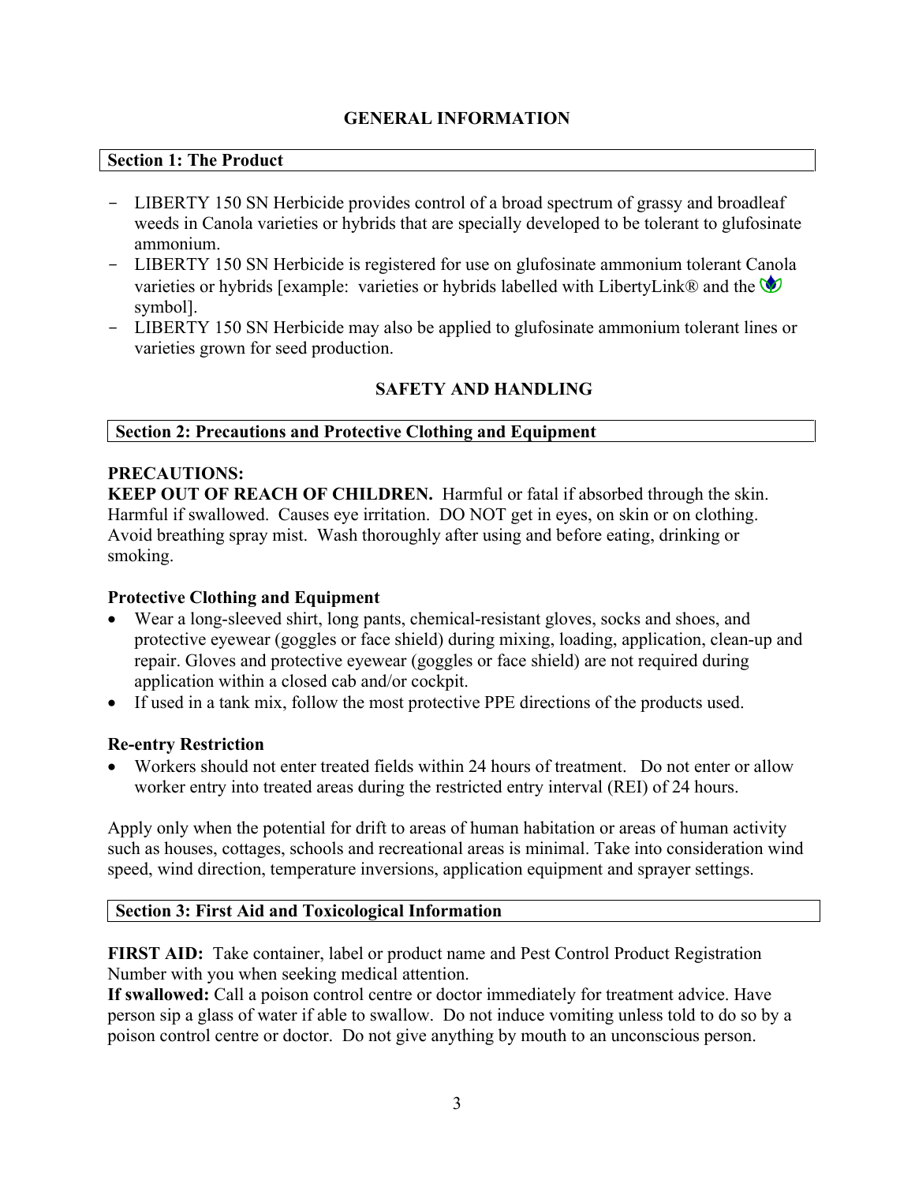## GENERAL INFORMATION

### Section 1: The Product

- LIBERTY 150 SN Herbicide provides control of a broad spectrum of grassy and broadleaf weeds in Canola varieties or hybrids that are specially developed to be tolerant to glufosinate ammonium.
- LIBERTY 150 SN Herbicide is registered for use on glufosinate ammonium tolerant Canola varieties or hybrids [example: varieties or hybrids labelled with LibertyLink® and the symbol].
- LIBERTY 150 SN Herbicide may also be applied to glufosinate ammonium tolerant lines or varieties grown for seed production.

## SAFETY AND HANDLING

### Section 2: Precautions and Protective Clothing and Equipment

**PRECAUTIONS:**
**KEEP OUT OF REACH OF CHILDREN.** Harmful or fatal if absorbed through the skin. Harmful if swallowed. Causes eye irritation. DO NOT get in eyes, on skin or on clothing. Avoid breathing spray mist. Wash thoroughly after using and before eating, drinking or smoking.

**Protective Clothing and Equipment**

- Wear a long-sleeved shirt, long pants, chemical-resistant gloves, socks and shoes, and protective eyewear (goggles or face shield) during mixing, loading, application, clean-up and repair. Gloves and protective eyewear (goggles or face shield) are not required during application within a closed cab and/or cockpit.
- If used in a tank mix, follow the most protective PPE directions of the products used.

**Re-entry Restriction**

- Workers should not enter treated fields within 24 hours of treatment. Do not enter or allow worker entry into treated areas during the restricted entry interval (REI) of 24 hours.

Apply only when the potential for drift to areas of human habitation or areas of human activity such as houses, cottages, schools and recreational areas is minimal. Take into consideration wind speed, wind direction, temperature inversions, application equipment and sprayer settings.

### Section 3: First Aid and Toxicological Information

**FIRST AID:** Take container, label or product name and Pest Control Product Registration Number with you when seeking medical attention.
**If swallowed:** Call a poison control centre or doctor immediately for treatment advice. Have person sip a glass of water if able to swallow. Do not induce vomiting unless told to do so by a poison control centre or doctor. Do not give anything by mouth to an unconscious person.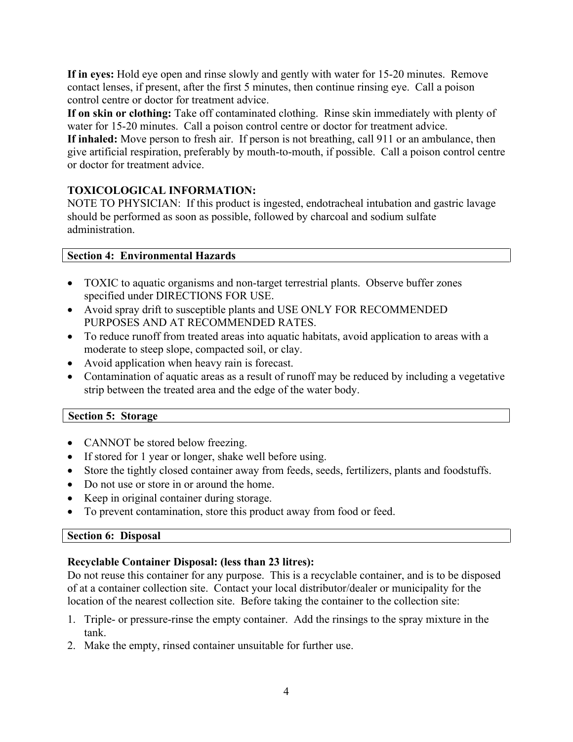**If in eyes:** Hold eye open and rinse slowly and gently with water for 15-20 minutes. Remove contact lenses, if present, after the first 5 minutes, then continue rinsing eye. Call a poison control centre or doctor for treatment advice.
**If on skin or clothing:** Take off contaminated clothing. Rinse skin immediately with plenty of water for 15-20 minutes. Call a poison control centre or doctor for treatment advice.
**If inhaled:** Move person to fresh air. If person is not breathing, call 911 or an ambulance, then give artificial respiration, preferably by mouth-to-mouth, if possible. Call a poison control centre or doctor for treatment advice.

**TOXICOLOGICAL INFORMATION:**
NOTE TO PHYSICIAN: If this product is ingested, endotracheal intubation and gastric lavage should be performed as soon as possible, followed by charcoal and sodium sulfate administration.

## Section 4: Environmental Hazards

- TOXIC to aquatic organisms and non-target terrestrial plants. Observe buffer zones specified under DIRECTIONS FOR USE.
- Avoid spray drift to susceptible plants and USE ONLY FOR RECOMMENDED PURPOSES AND AT RECOMMENDED RATES.
- To reduce runoff from treated areas into aquatic habitats, avoid application to areas with a moderate to steep slope, compacted soil, or clay.
- Avoid application when heavy rain is forecast.
- Contamination of aquatic areas as a result of runoff may be reduced by including a vegetative strip between the treated area and the edge of the water body.

## Section 5: Storage

- CANNOT be stored below freezing.
- If stored for 1 year or longer, shake well before using.
- Store the tightly closed container away from feeds, seeds, fertilizers, plants and foodstuffs.
- Do not use or store in or around the home.
- Keep in original container during storage.
- To prevent contamination, store this product away from food or feed.

## Section 6: Disposal

**Recyclable Container Disposal: (less than 23 litres):**
Do not reuse this container for any purpose. This is a recyclable container, and is to be disposed of at a container collection site. Contact your local distributor/dealer or municipality for the location of the nearest collection site. Before taking the container to the collection site:

1. Triple- or pressure-rinse the empty container. Add the rinsings to the spray mixture in the tank.
2. Make the empty, rinsed container unsuitable for further use.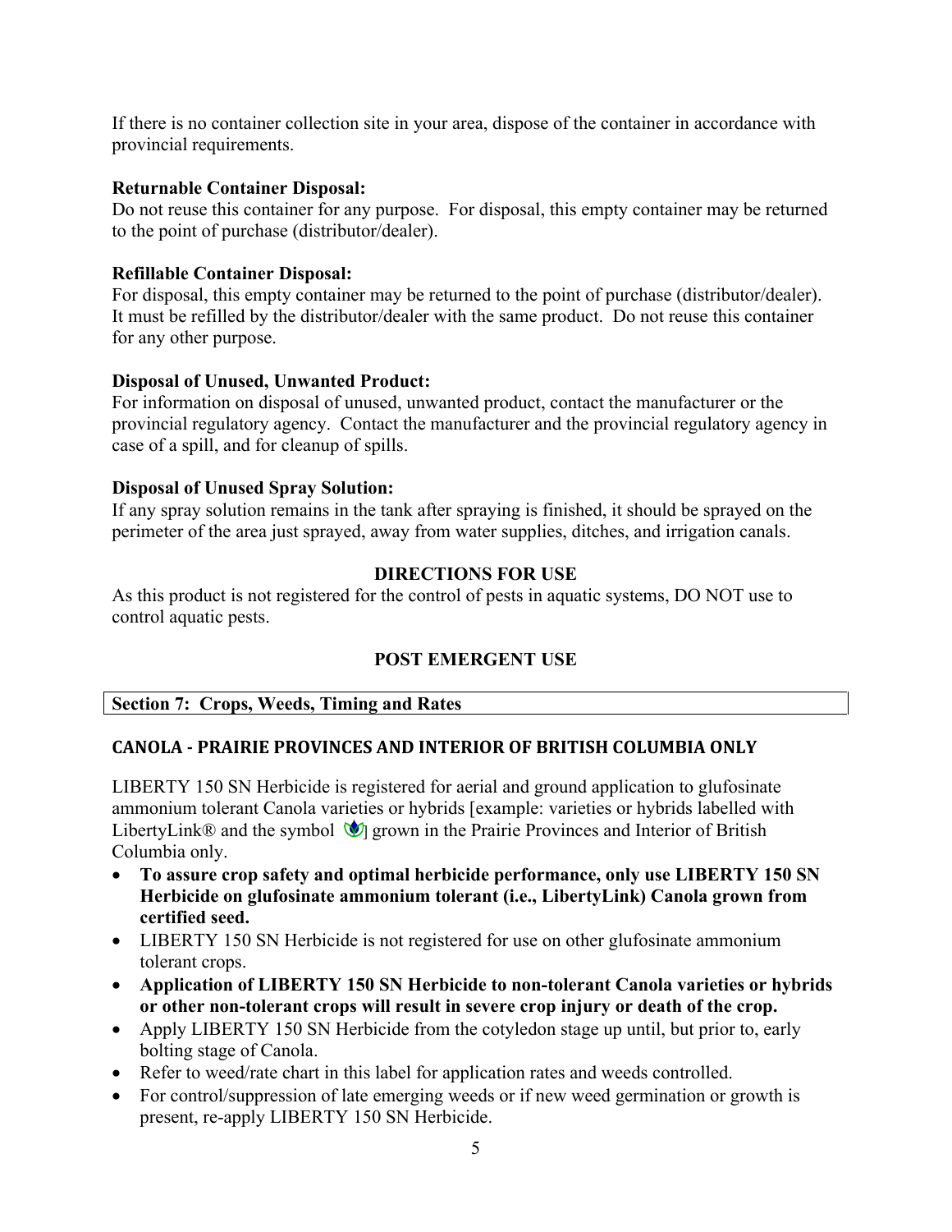If there is no container collection site in your area, dispose of the container in accordance with provincial requirements.

**Returnable Container Disposal:**
Do not reuse this container for any purpose. For disposal, this empty container may be returned to the point of purchase (distributor/dealer).

**Refillable Container Disposal:**
For disposal, this empty container may be returned to the point of purchase (distributor/dealer). It must be refilled by the distributor/dealer with the same product. Do not reuse this container for any other purpose.

**Disposal of Unused, Unwanted Product:**
For information on disposal of unused, unwanted product, contact the manufacturer or the provincial regulatory agency. Contact the manufacturer and the provincial regulatory agency in case of a spill, and for cleanup of spills.

**Disposal of Unused Spray Solution:**
If any spray solution remains in the tank after spraying is finished, it should be sprayed on the perimeter of the area just sprayed, away from water supplies, ditches, and irrigation canals.

## DIRECTIONS FOR USE

As this product is not registered for the control of pests in aquatic systems, DO NOT use to control aquatic pests.

## POST EMERGENT USE

### Section 7: Crops, Weeds, Timing and Rates

#### CANOLA - PRAIRIE PROVINCES AND INTERIOR OF BRITISH COLUMBIA ONLY

LIBERTY 150 SN Herbicide is registered for aerial and ground application to glufosinate ammonium tolerant Canola varieties or hybrids [example: varieties or hybrids labelled with LibertyLink® and the symbol ] grown in the Prairie Provinces and Interior of British Columbia only.

- **To assure crop safety and optimal herbicide performance, only use LIBERTY 150 SN Herbicide on glufosinate ammonium tolerant (i.e., LibertyLink) Canola grown from certified seed.**
- LIBERTY 150 SN Herbicide is not registered for use on other glufosinate ammonium tolerant crops.
- **Application of LIBERTY 150 SN Herbicide to non-tolerant Canola varieties or hybrids or other non-tolerant crops will result in severe crop injury or death of the crop.**
- Apply LIBERTY 150 SN Herbicide from the cotyledon stage up until, but prior to, early bolting stage of Canola.
- Refer to weed/rate chart in this label for application rates and weeds controlled.
- For control/suppression of late emerging weeds or if new weed germination or growth is present, re-apply LIBERTY 150 SN Herbicide.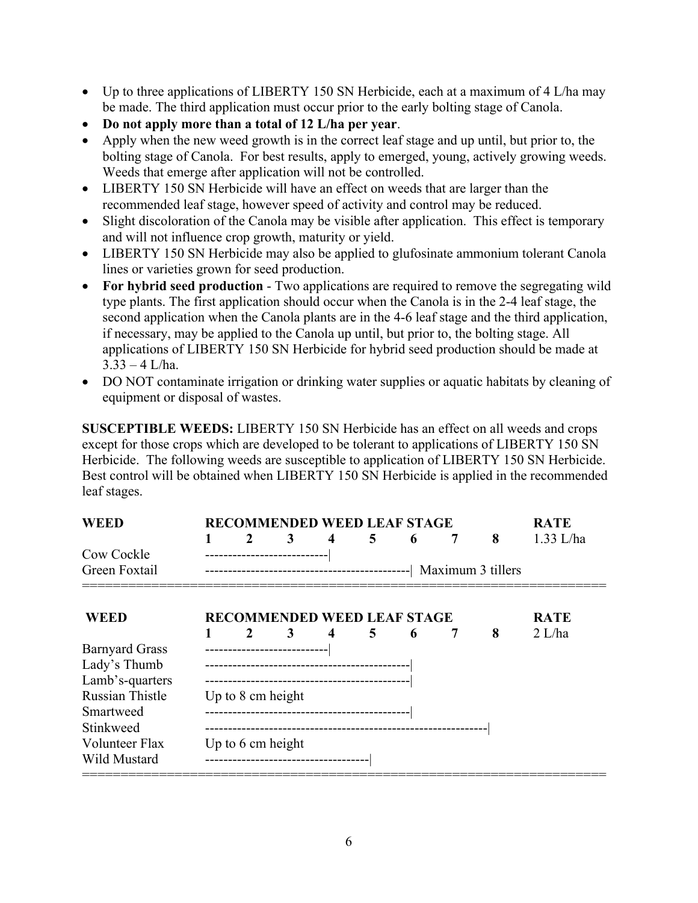- Up to three applications of LIBERTY 150 SN Herbicide, each at a maximum of 4 L/ha may be made. The third application must occur prior to the early bolting stage of Canola.
- **Do not apply more than a total of 12 L/ha per year**.
- Apply when the new weed growth is in the correct leaf stage and up until, but prior to, the bolting stage of Canola. For best results, apply to emerged, young, actively growing weeds. Weeds that emerge after application will not be controlled.
- LIBERTY 150 SN Herbicide will have an effect on weeds that are larger than the recommended leaf stage, however speed of activity and control may be reduced.
- Slight discoloration of the Canola may be visible after application. This effect is temporary and will not influence crop growth, maturity or yield.
- LIBERTY 150 SN Herbicide may also be applied to glufosinate ammonium tolerant Canola lines or varieties grown for seed production.
- **For hybrid seed production** - Two applications are required to remove the segregating wild type plants. The first application should occur when the Canola is in the 2-4 leaf stage, the second application when the Canola plants are in the 4-6 leaf stage and the third application, if necessary, may be applied to the Canola up until, but prior to, the bolting stage. All applications of LIBERTY 150 SN Herbicide for hybrid seed production should be made at 3.33 – 4 L/ha.
- DO NOT contaminate irrigation or drinking water supplies or aquatic habitats by cleaning of equipment or disposal of wastes.

**SUSCEPTIBLE WEEDS:** LIBERTY 150 SN Herbicide has an effect on all weeds and crops except for those crops which are developed to be tolerant to applications of LIBERTY 150 SN Herbicide. The following weeds are susceptible to application of LIBERTY 150 SN Herbicide. Best control will be obtained when LIBERTY 150 SN Herbicide is applied in the recommended leaf stages.

| WEED | RECOMMENDED WEED LEAF STAGE | RATE |
|---|---|---|
| | 1 2 3 4 5 6 7 8 | 1.33 L/ha |
| Cow Cockle | 1 to 4 | |
| Green Foxtail | 1 to 6, Maximum 3 tillers | |

| WEED | RECOMMENDED WEED LEAF STAGE | RATE |
|---|---|---|
| | 1 2 3 4 5 6 7 8 | 2 L/ha |
| Barnyard Grass | 1 to 4 | |
| Lady's Thumb | 1 to 6 | |
| Lamb's-quarters | 1 to 6 | |
| Russian Thistle | Up to 8 cm height | |
| Smartweed | 1 to 6 | |
| Stinkweed | 1 to 8 | |
| Volunteer Flax | Up to 6 cm height | |
| Wild Mustard | 1 to 5 | |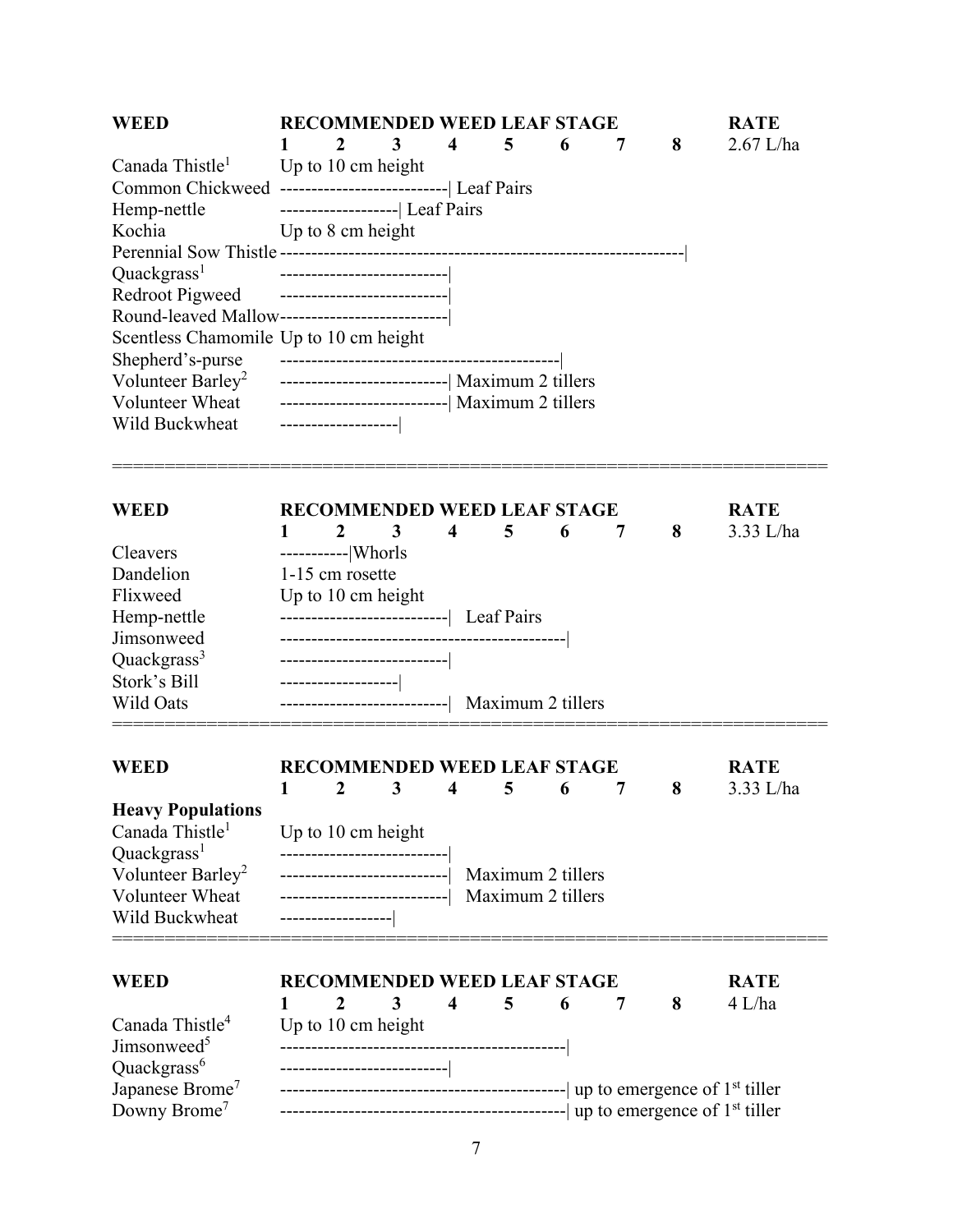```
WEED                    RECOMMENDED WEED LEAF STAGE                RATE
                        1     2     3     4     5     6     7     8     2.67 L/ha
Canada Thistle[1]       Up to 10 cm height
Common Chickweed        ------------------| Leaf Pairs
Hemp-nettle             ------------| Leaf Pairs
Kochia                  Up to 8 cm height
Perennial Sow Thistle   ------------------------------------------|
Quackgrass[1]           ------------------|
Redroot Pigweed         ------------------|
Round-leaved Mallow     ------------------|
Scentless Chamomile     Up to 10 cm height
Shepherd's-purse        ------------------------------|
Volunteer Barley[2]     ------------------| Maximum 2 tillers
Volunteer Wheat         ------------------| Maximum 2 tillers
Wild Buckwheat          ------------|
```

```
WEED                    RECOMMENDED WEED LEAF STAGE                RATE
                        1     2     3     4     5     6     7     8     3.33 L/ha
Cleavers                ------|Whorls
Dandelion               1-15 cm rosette
Flixweed                Up to 10 cm height
Hemp-nettle             ------------------|  Leaf Pairs
Jimsonweed              ------------------------------|
Quackgrass[3]           ------------------|
Stork's Bill            ------------|
Wild Oats               ------------------|  Maximum 2 tillers
```

```
WEED                    RECOMMENDED WEED LEAF STAGE                RATE
                        1     2     3     4     5     6     7     8     3.33 L/ha
Heavy Populations
Canada Thistle[1]       Up to 10 cm height
Quackgrass[1]           ------------------|
Volunteer Barley[2]     ------------------|  Maximum 2 tillers
Volunteer Wheat         ------------------|  Maximum 2 tillers
Wild Buckwheat          ------------|
```

```
WEED                    RECOMMENDED WEED LEAF STAGE                RATE
                        1     2     3     4     5     6     7     8     4 L/ha
Canada Thistle[4]       Up to 10 cm height
Jimsonweed[5]           ------------------------------|
Quackgrass[6]           ------------------|
Japanese Brome[7]       ------------------------------| up to emergence of 1st tiller
Downy Brome[7]          ------------------------------| up to emergence of 1st tiller
```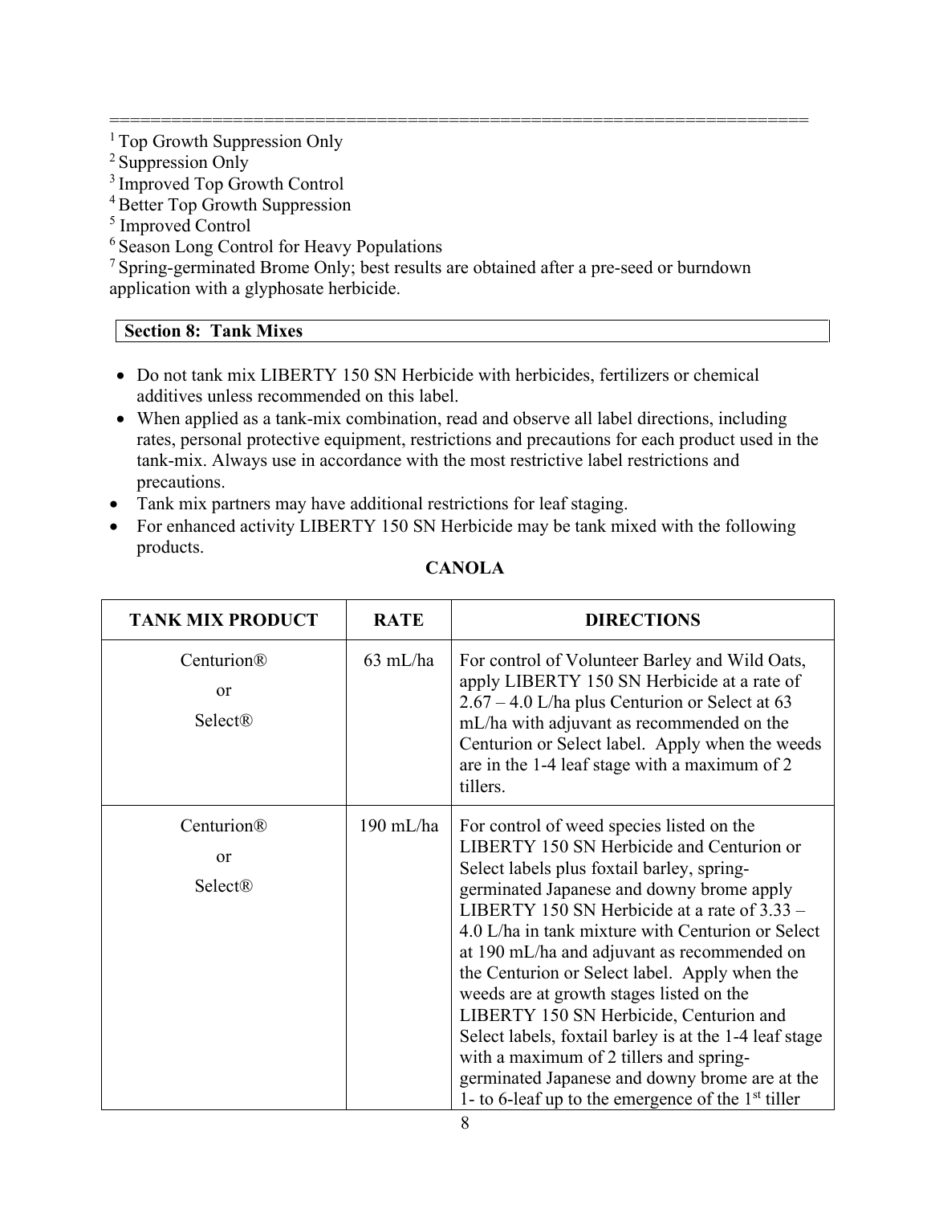===================================================================

[1] Top Growth Suppression Only
[2] Suppression Only
[3] Improved Top Growth Control
[4] Better Top Growth Suppression
[5] Improved Control
[6] Season Long Control for Heavy Populations
[7] Spring-germinated Brome Only; best results are obtained after a pre-seed or burndown application with a glyphosate herbicide.

## Section 8: Tank Mixes

- Do not tank mix LIBERTY 150 SN Herbicide with herbicides, fertilizers or chemical additives unless recommended on this label.
- When applied as a tank-mix combination, read and observe all label directions, including rates, personal protective equipment, restrictions and precautions for each product used in the tank-mix. Always use in accordance with the most restrictive label restrictions and precautions.
- Tank mix partners may have additional restrictions for leaf staging.
- For enhanced activity LIBERTY 150 SN Herbicide may be tank mixed with the following products.

**CANOLA**

| TANK MIX PRODUCT | RATE | DIRECTIONS |
|---|---|---|
| Centurion® or Select® | 63 mL/ha | For control of Volunteer Barley and Wild Oats, apply LIBERTY 150 SN Herbicide at a rate of 2.67 – 4.0 L/ha plus Centurion or Select at 63 mL/ha with adjuvant as recommended on the Centurion or Select label. Apply when the weeds are in the 1-4 leaf stage with a maximum of 2 tillers. |
| Centurion® or Select® | 190 mL/ha | For control of weed species listed on the LIBERTY 150 SN Herbicide and Centurion or Select labels plus foxtail barley, spring-germinated Japanese and downy brome apply LIBERTY 150 SN Herbicide at a rate of 3.33 – 4.0 L/ha in tank mixture with Centurion or Select at 190 mL/ha and adjuvant as recommended on the Centurion or Select label. Apply when the weeds are at growth stages listed on the LIBERTY 150 SN Herbicide, Centurion and Select labels, foxtail barley is at the 1-4 leaf stage with a maximum of 2 tillers and spring-germinated Japanese and downy brome are at the 1- to 6-leaf up to the emergence of the 1st tiller |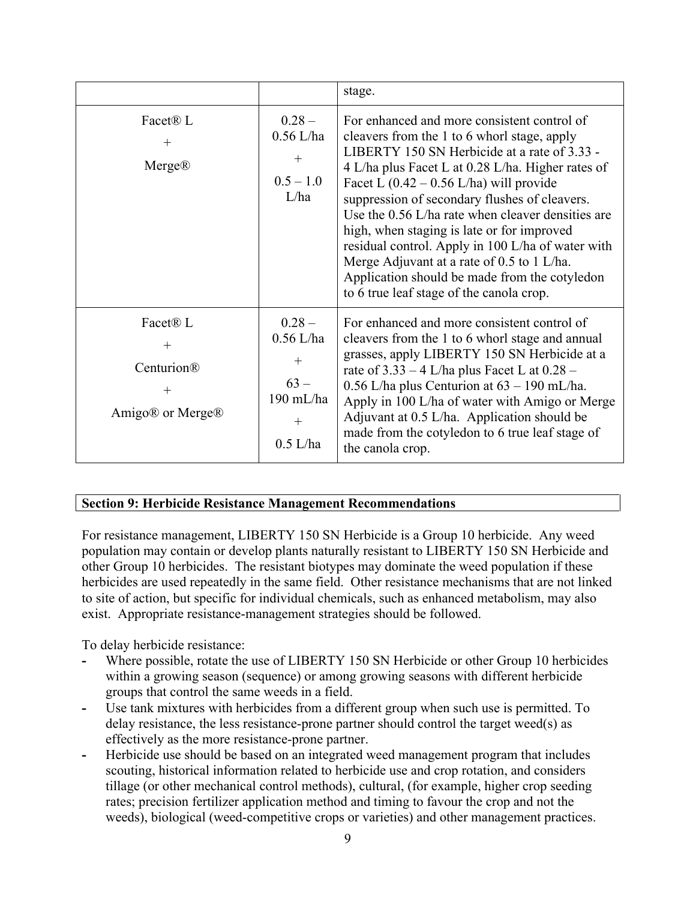|  |  | stage. |
|---|---|---|
| Facet® L + Merge® | 0.28 – 0.56 L/ha + 0.5 – 1.0 L/ha | For enhanced and more consistent control of cleavers from the 1 to 6 whorl stage, apply LIBERTY 150 SN Herbicide at a rate of 3.33 - 4 L/ha plus Facet L at 0.28 L/ha. Higher rates of Facet L (0.42 – 0.56 L/ha) will provide suppression of secondary flushes of cleavers. Use the 0.56 L/ha rate when cleaver densities are high, when staging is late or for improved residual control. Apply in 100 L/ha of water with Merge Adjuvant at a rate of 0.5 to 1 L/ha. Application should be made from the cotyledon to 6 true leaf stage of the canola crop. |
| Facet® L + Centurion® + Amigo® or Merge® | 0.28 – 0.56 L/ha + 63 – 190 mL/ha + 0.5 L/ha | For enhanced and more consistent control of cleavers from the 1 to 6 whorl stage and annual grasses, apply LIBERTY 150 SN Herbicide at a rate of 3.33 – 4 L/ha plus Facet L at 0.28 – 0.56 L/ha plus Centurion at 63 – 190 mL/ha. Apply in 100 L/ha of water with Amigo or Merge Adjuvant at 0.5 L/ha. Application should be made from the cotyledon to 6 true leaf stage of the canola crop. |

## Section 9: Herbicide Resistance Management Recommendations

For resistance management, LIBERTY 150 SN Herbicide is a Group 10 herbicide. Any weed population may contain or develop plants naturally resistant to LIBERTY 150 SN Herbicide and other Group 10 herbicides. The resistant biotypes may dominate the weed population if these herbicides are used repeatedly in the same field. Other resistance mechanisms that are not linked to site of action, but specific for individual chemicals, such as enhanced metabolism, may also exist. Appropriate resistance-management strategies should be followed.

To delay herbicide resistance:

- Where possible, rotate the use of LIBERTY 150 SN Herbicide or other Group 10 herbicides within a growing season (sequence) or among growing seasons with different herbicide groups that control the same weeds in a field.
- Use tank mixtures with herbicides from a different group when such use is permitted. To delay resistance, the less resistance-prone partner should control the target weed(s) as effectively as the more resistance-prone partner.
- Herbicide use should be based on an integrated weed management program that includes scouting, historical information related to herbicide use and crop rotation, and considers tillage (or other mechanical control methods), cultural, (for example, higher crop seeding rates; precision fertilizer application method and timing to favour the crop and not the weeds), biological (weed-competitive crops or varieties) and other management practices.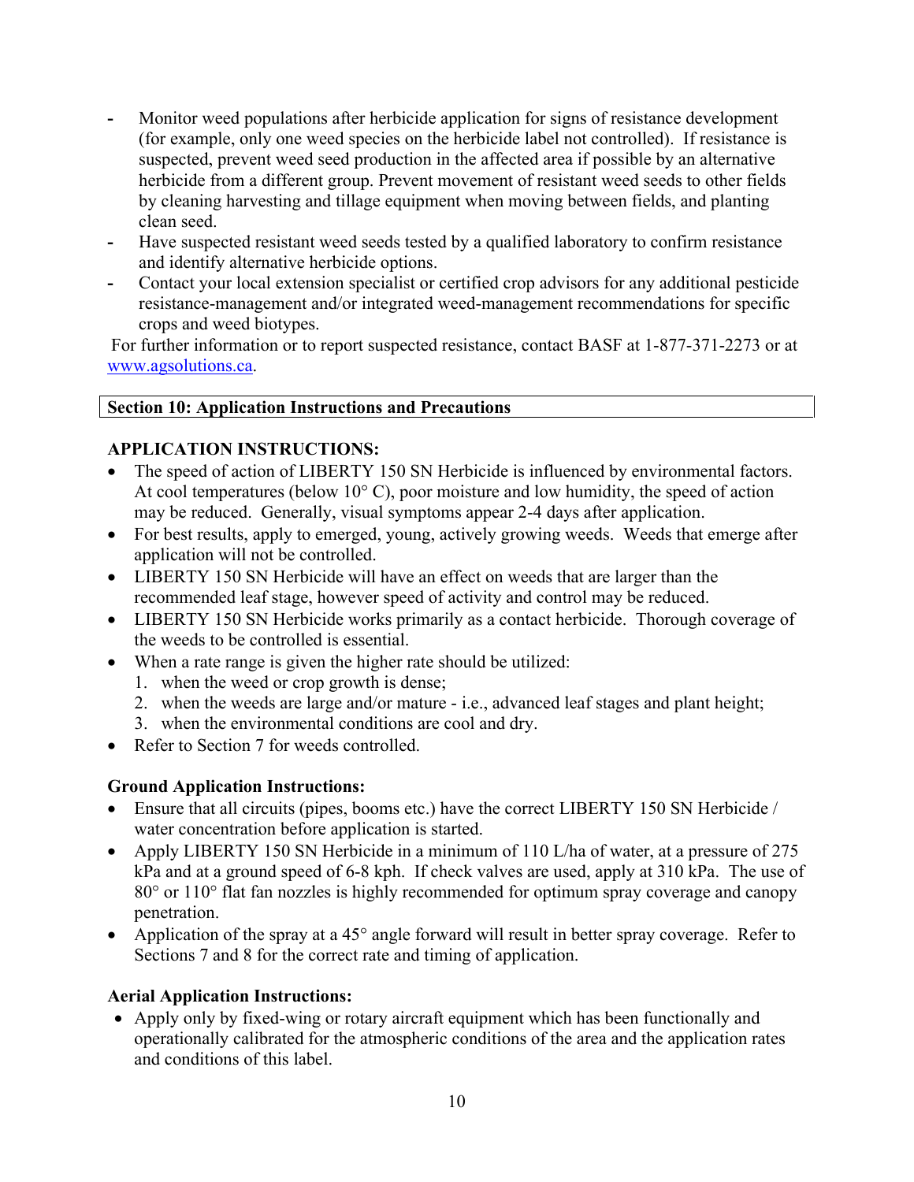- Monitor weed populations after herbicide application for signs of resistance development (for example, only one weed species on the herbicide label not controlled). If resistance is suspected, prevent weed seed production in the affected area if possible by an alternative herbicide from a different group. Prevent movement of resistant weed seeds to other fields by cleaning harvesting and tillage equipment when moving between fields, and planting clean seed.
- Have suspected resistant weed seeds tested by a qualified laboratory to confirm resistance and identify alternative herbicide options.
- Contact your local extension specialist or certified crop advisors for any additional pesticide resistance-management and/or integrated weed-management recommendations for specific crops and weed biotypes.

For further information or to report suspected resistance, contact BASF at 1-877-371-2273 or at [www.agsolutions.ca](www.agsolutions.ca).

## Section 10: Application Instructions and Precautions

### APPLICATION INSTRUCTIONS:

- The speed of action of LIBERTY 150 SN Herbicide is influenced by environmental factors. At cool temperatures (below 10° C), poor moisture and low humidity, the speed of action may be reduced. Generally, visual symptoms appear 2-4 days after application.
- For best results, apply to emerged, young, actively growing weeds. Weeds that emerge after application will not be controlled.
- LIBERTY 150 SN Herbicide will have an effect on weeds that are larger than the recommended leaf stage, however speed of activity and control may be reduced.
- LIBERTY 150 SN Herbicide works primarily as a contact herbicide. Thorough coverage of the weeds to be controlled is essential.
- When a rate range is given the higher rate should be utilized:
  1. when the weed or crop growth is dense;
  2. when the weeds are large and/or mature - i.e., advanced leaf stages and plant height;
  3. when the environmental conditions are cool and dry.
- Refer to Section 7 for weeds controlled.

### Ground Application Instructions:

- Ensure that all circuits (pipes, booms etc.) have the correct LIBERTY 150 SN Herbicide / water concentration before application is started.
- Apply LIBERTY 150 SN Herbicide in a minimum of 110 L/ha of water, at a pressure of 275 kPa and at a ground speed of 6-8 kph. If check valves are used, apply at 310 kPa. The use of 80° or 110° flat fan nozzles is highly recommended for optimum spray coverage and canopy penetration.
- Application of the spray at a 45° angle forward will result in better spray coverage. Refer to Sections 7 and 8 for the correct rate and timing of application.

### Aerial Application Instructions:

- Apply only by fixed-wing or rotary aircraft equipment which has been functionally and operationally calibrated for the atmospheric conditions of the area and the application rates and conditions of this label.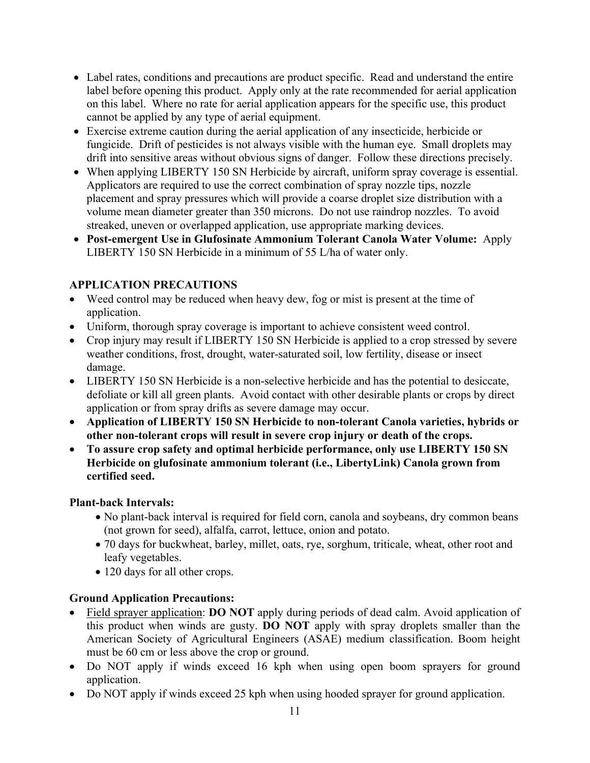- Label rates, conditions and precautions are product specific. Read and understand the entire label before opening this product. Apply only at the rate recommended for aerial application on this label. Where no rate for aerial application appears for the specific use, this product cannot be applied by any type of aerial equipment.
- Exercise extreme caution during the aerial application of any insecticide, herbicide or fungicide. Drift of pesticides is not always visible with the human eye. Small droplets may drift into sensitive areas without obvious signs of danger. Follow these directions precisely.
- When applying LIBERTY 150 SN Herbicide by aircraft, uniform spray coverage is essential. Applicators are required to use the correct combination of spray nozzle tips, nozzle placement and spray pressures which will provide a coarse droplet size distribution with a volume mean diameter greater than 350 microns. Do not use raindrop nozzles. To avoid streaked, uneven or overlapped application, use appropriate marking devices.
- **Post-emergent Use in Glufosinate Ammonium Tolerant Canola Water Volume:** Apply LIBERTY 150 SN Herbicide in a minimum of 55 L/ha of water only.

### APPLICATION PRECAUTIONS

- Weed control may be reduced when heavy dew, fog or mist is present at the time of application.
- Uniform, thorough spray coverage is important to achieve consistent weed control.
- Crop injury may result if LIBERTY 150 SN Herbicide is applied to a crop stressed by severe weather conditions, frost, drought, water-saturated soil, low fertility, disease or insect damage.
- LIBERTY 150 SN Herbicide is a non-selective herbicide and has the potential to desiccate, defoliate or kill all green plants. Avoid contact with other desirable plants or crops by direct application or from spray drifts as severe damage may occur.
- **Application of LIBERTY 150 SN Herbicide to non-tolerant Canola varieties, hybrids or other non-tolerant crops will result in severe crop injury or death of the crops.**
- **To assure crop safety and optimal herbicide performance, only use LIBERTY 150 SN Herbicide on glufosinate ammonium tolerant (i.e., LibertyLink) Canola grown from certified seed.**

**Plant-back Intervals:**

- No plant-back interval is required for field corn, canola and soybeans, dry common beans (not grown for seed), alfalfa, carrot, lettuce, onion and potato.
- 70 days for buckwheat, barley, millet, oats, rye, sorghum, triticale, wheat, other root and leafy vegetables.
- 120 days for all other crops.

**Ground Application Precautions:**

- Field sprayer application: **DO NOT** apply during periods of dead calm. Avoid application of this product when winds are gusty. **DO NOT** apply with spray droplets smaller than the American Society of Agricultural Engineers (ASAE) medium classification. Boom height must be 60 cm or less above the crop or ground.
- Do NOT apply if winds exceed 16 kph when using open boom sprayers for ground application.
- Do NOT apply if winds exceed 25 kph when using hooded sprayer for ground application.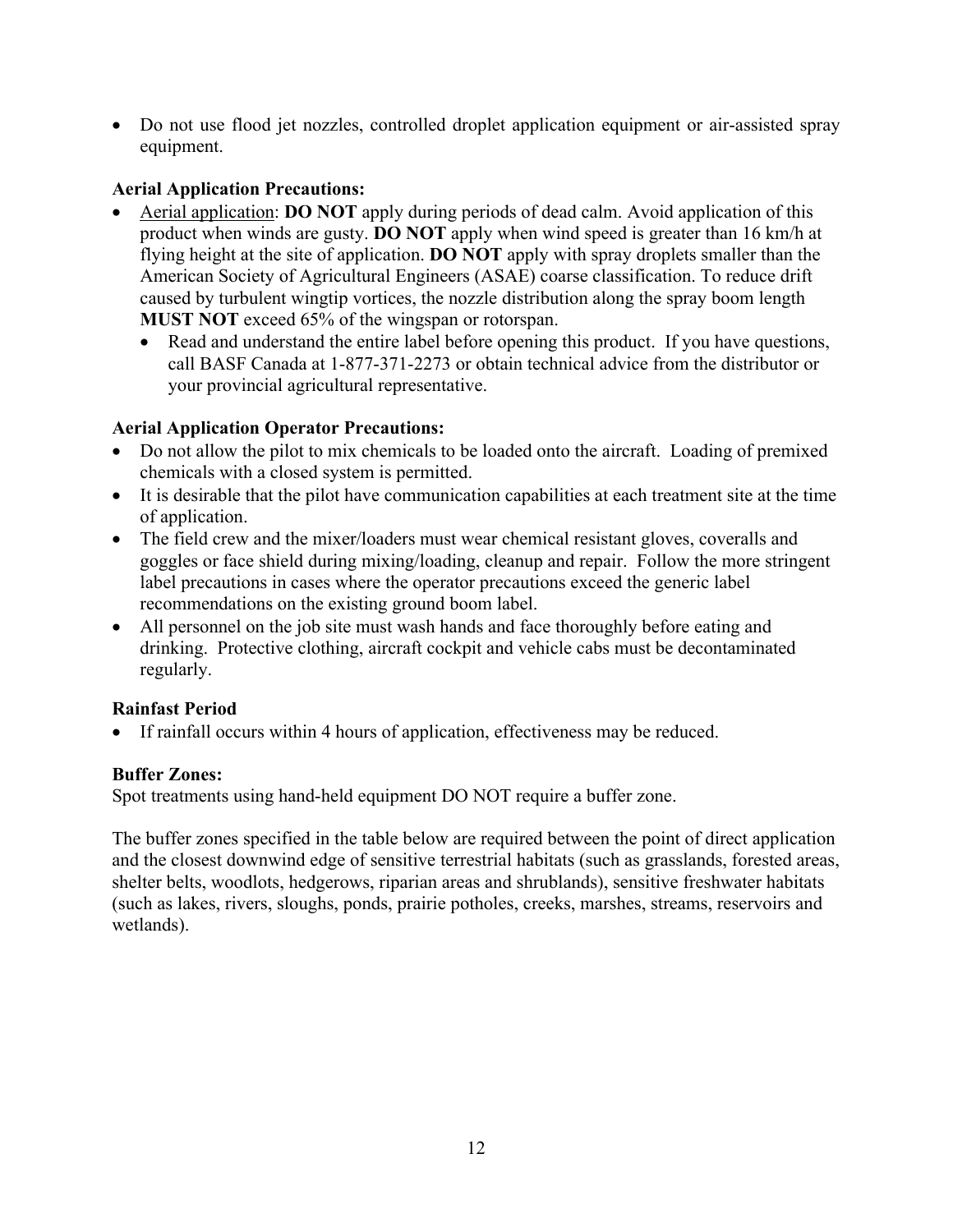- Do not use flood jet nozzles, controlled droplet application equipment or air-assisted spray equipment.

**Aerial Application Precautions:**

- Aerial application: **DO NOT** apply during periods of dead calm. Avoid application of this product when winds are gusty. **DO NOT** apply when wind speed is greater than 16 km/h at flying height at the site of application. **DO NOT** apply with spray droplets smaller than the American Society of Agricultural Engineers (ASAE) coarse classification. To reduce drift caused by turbulent wingtip vortices, the nozzle distribution along the spray boom length **MUST NOT** exceed 65% of the wingspan or rotorspan.
  - Read and understand the entire label before opening this product. If you have questions, call BASF Canada at 1-877-371-2273 or obtain technical advice from the distributor or your provincial agricultural representative.

**Aerial Application Operator Precautions:**

- Do not allow the pilot to mix chemicals to be loaded onto the aircraft. Loading of premixed chemicals with a closed system is permitted.
- It is desirable that the pilot have communication capabilities at each treatment site at the time of application.
- The field crew and the mixer/loaders must wear chemical resistant gloves, coveralls and goggles or face shield during mixing/loading, cleanup and repair. Follow the more stringent label precautions in cases where the operator precautions exceed the generic label recommendations on the existing ground boom label.
- All personnel on the job site must wash hands and face thoroughly before eating and drinking. Protective clothing, aircraft cockpit and vehicle cabs must be decontaminated regularly.

**Rainfast Period**

- If rainfall occurs within 4 hours of application, effectiveness may be reduced.

**Buffer Zones:**

Spot treatments using hand-held equipment DO NOT require a buffer zone.

The buffer zones specified in the table below are required between the point of direct application and the closest downwind edge of sensitive terrestrial habitats (such as grasslands, forested areas, shelter belts, woodlots, hedgerows, riparian areas and shrublands), sensitive freshwater habitats (such as lakes, rivers, sloughs, ponds, prairie potholes, creeks, marshes, streams, reservoirs and wetlands).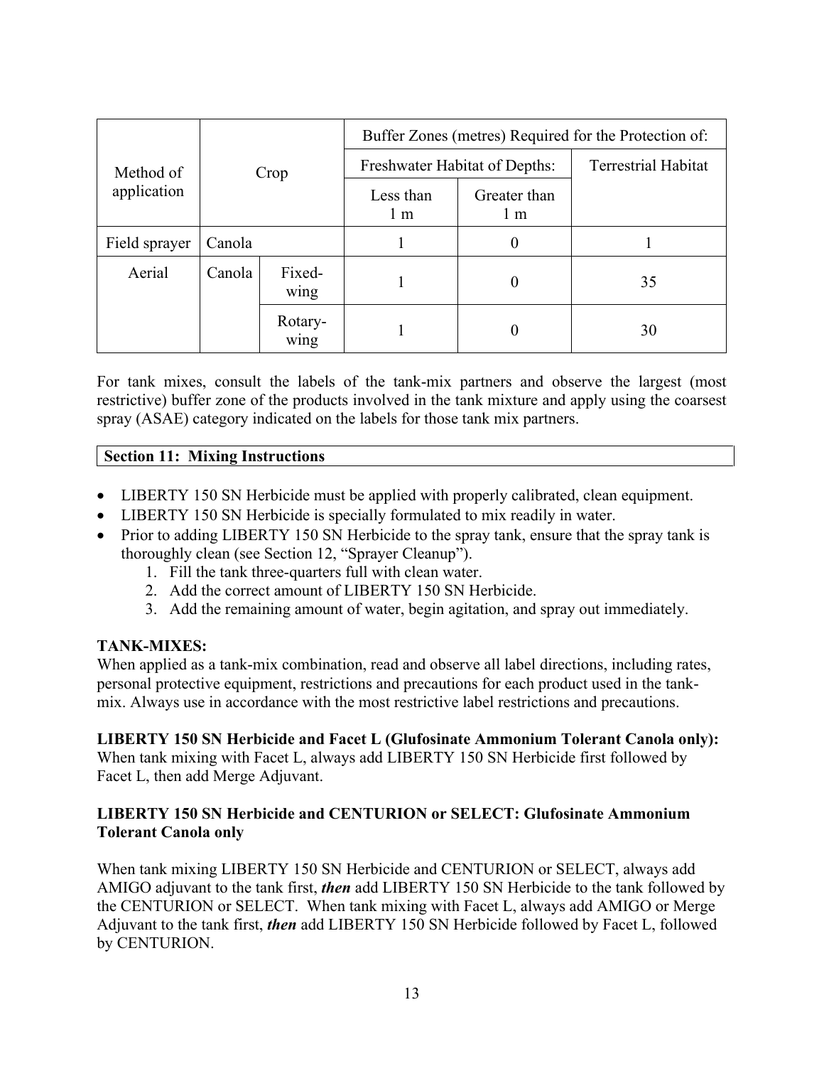| Method of application | Crop | | Buffer Zones (metres) Required for the Protection of: | | |
|---|---|---|---|---|---|
| | | | Freshwater Habitat of Depths: | | Terrestrial Habitat |
| | | | Less than 1 m | Greater than 1 m | |
| Field sprayer | Canola | | 1 | 0 | 1 |
| Aerial | Canola | Fixed-wing | 1 | 0 | 35 |
| | | Rotary-wing | 1 | 0 | 30 |

For tank mixes, consult the labels of the tank-mix partners and observe the largest (most restrictive) buffer zone of the products involved in the tank mixture and apply using the coarsest spray (ASAE) category indicated on the labels for those tank mix partners.

## Section 11: Mixing Instructions

- LIBERTY 150 SN Herbicide must be applied with properly calibrated, clean equipment.
- LIBERTY 150 SN Herbicide is specially formulated to mix readily in water.
- Prior to adding LIBERTY 150 SN Herbicide to the spray tank, ensure that the spray tank is thoroughly clean (see Section 12, "Sprayer Cleanup").
    1. Fill the tank three-quarters full with clean water.
    2. Add the correct amount of LIBERTY 150 SN Herbicide.
    3. Add the remaining amount of water, begin agitation, and spray out immediately.

**TANK-MIXES:**
When applied as a tank-mix combination, read and observe all label directions, including rates, personal protective equipment, restrictions and precautions for each product used in the tank-mix. Always use in accordance with the most restrictive label restrictions and precautions.

**LIBERTY 150 SN Herbicide and Facet L (Glufosinate Ammonium Tolerant Canola only):**
When tank mixing with Facet L, always add LIBERTY 150 SN Herbicide first followed by Facet L, then add Merge Adjuvant.

**LIBERTY 150 SN Herbicide and CENTURION or SELECT: Glufosinate Ammonium Tolerant Canola only**

When tank mixing LIBERTY 150 SN Herbicide and CENTURION or SELECT, always add AMIGO adjuvant to the tank first, ***then*** add LIBERTY 150 SN Herbicide to the tank followed by the CENTURION or SELECT. When tank mixing with Facet L, always add AMIGO or Merge Adjuvant to the tank first, ***then*** add LIBERTY 150 SN Herbicide followed by Facet L, followed by CENTURION.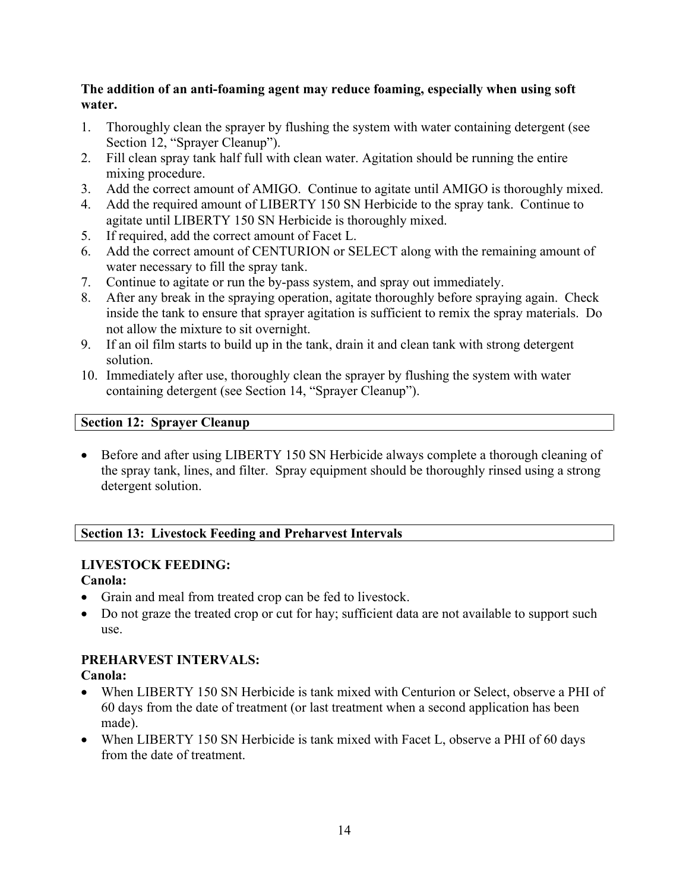**The addition of an anti-foaming agent may reduce foaming, especially when using soft water.**

1. Thoroughly clean the sprayer by flushing the system with water containing detergent (see Section 12, "Sprayer Cleanup").
2. Fill clean spray tank half full with clean water. Agitation should be running the entire mixing procedure.
3. Add the correct amount of AMIGO. Continue to agitate until AMIGO is thoroughly mixed.
4. Add the required amount of LIBERTY 150 SN Herbicide to the spray tank. Continue to agitate until LIBERTY 150 SN Herbicide is thoroughly mixed.
5. If required, add the correct amount of Facet L.
6. Add the correct amount of CENTURION or SELECT along with the remaining amount of water necessary to fill the spray tank.
7. Continue to agitate or run the by-pass system, and spray out immediately.
8. After any break in the spraying operation, agitate thoroughly before spraying again. Check inside the tank to ensure that sprayer agitation is sufficient to remix the spray materials. Do not allow the mixture to sit overnight.
9. If an oil film starts to build up in the tank, drain it and clean tank with strong detergent solution.
10. Immediately after use, thoroughly clean the sprayer by flushing the system with water containing detergent (see Section 14, "Sprayer Cleanup").

## Section 12: Sprayer Cleanup

- Before and after using LIBERTY 150 SN Herbicide always complete a thorough cleaning of the spray tank, lines, and filter. Spray equipment should be thoroughly rinsed using a strong detergent solution.

## Section 13: Livestock Feeding and Preharvest Intervals

### LIVESTOCK FEEDING:

**Canola:**

- Grain and meal from treated crop can be fed to livestock.
- Do not graze the treated crop or cut for hay; sufficient data are not available to support such use.

### PREHARVEST INTERVALS:

**Canola:**

- When LIBERTY 150 SN Herbicide is tank mixed with Centurion or Select, observe a PHI of 60 days from the date of treatment (or last treatment when a second application has been made).
- When LIBERTY 150 SN Herbicide is tank mixed with Facet L, observe a PHI of 60 days from the date of treatment.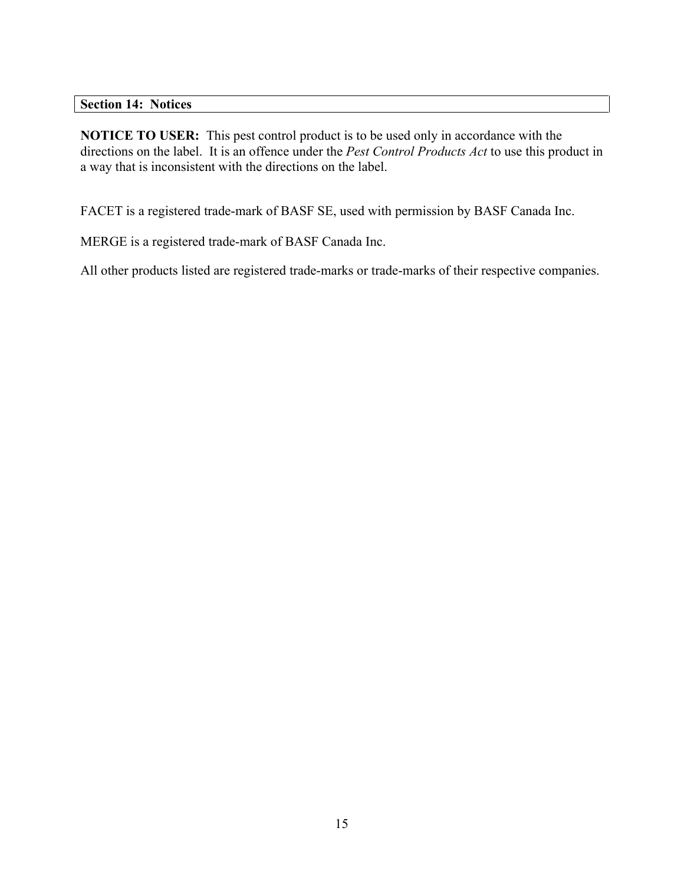## Section 14: Notices

**NOTICE TO USER:** This pest control product is to be used only in accordance with the directions on the label. It is an offence under the *Pest Control Products Act* to use this product in a way that is inconsistent with the directions on the label.

FACET is a registered trade-mark of BASF SE, used with permission by BASF Canada Inc.

MERGE is a registered trade-mark of BASF Canada Inc.

All other products listed are registered trade-marks or trade-marks of their respective companies.